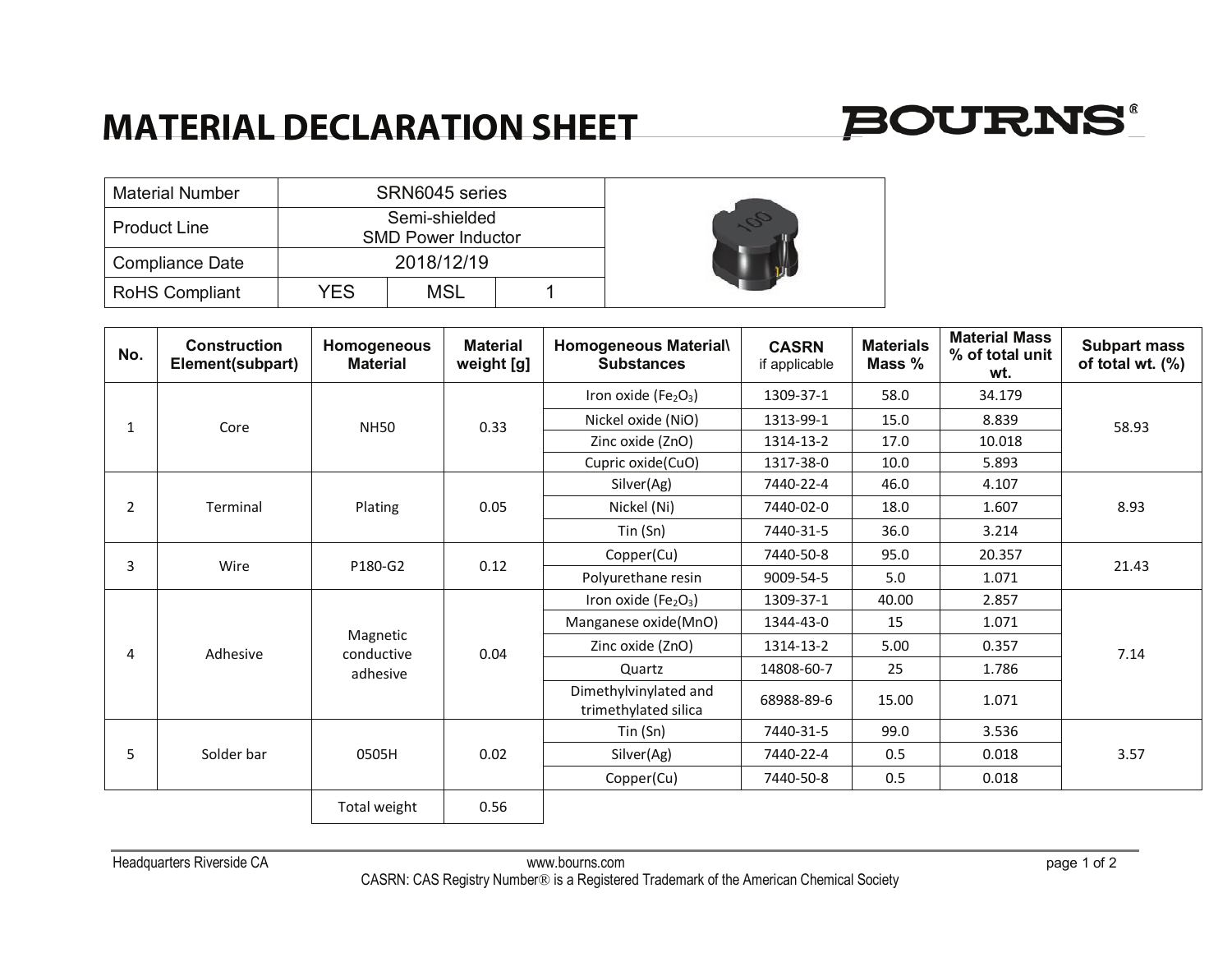# MATERIAL DECLARATION SHEET

BOURNS®

| Material Number | SRN6045 series | | |
|---|---|---|---|
| Product Line | Semi-shielded SMD Power Inductor | | |
| Compliance Date | 2018/12/19 | | |
| RoHS Compliant | YES | MSL | 1 |

| No. | Construction Element(subpart) | Homogeneous Material | Material weight [g] | Homogeneous Material\ Substances | CASRN if applicable | Materials Mass % | Material Mass % of total unit wt. | Subpart mass of total wt. (%) |
|---|---|---|---|---|---|---|---|---|
| 1 | Core | NH50 | 0.33 | Iron oxide ($Fe_2O_3$) | 1309-37-1 | 58.0 | 34.179 | 58.93 |
| | | | | Nickel oxide (NiO) | 1313-99-1 | 15.0 | 8.839 | |
| | | | | Zinc oxide (ZnO) | 1314-13-2 | 17.0 | 10.018 | |
| | | | | Cupric oxide(CuO) | 1317-38-0 | 10.0 | 5.893 | |
| 2 | Terminal | Plating | 0.05 | Silver(Ag) | 7440-22-4 | 46.0 | 4.107 | 8.93 |
| | | | | Nickel (Ni) | 7440-02-0 | 18.0 | 1.607 | |
| | | | | Tin (Sn) | 7440-31-5 | 36.0 | 3.214 | |
| 3 | Wire | P180-G2 | 0.12 | Copper(Cu) | 7440-50-8 | 95.0 | 20.357 | 21.43 |
| | | | | Polyurethane resin | 9009-54-5 | 5.0 | 1.071 | |
| 4 | Adhesive | Magnetic conductive adhesive | 0.04 | Iron oxide ($Fe_2O_3$) | 1309-37-1 | 40.00 | 2.857 | 7.14 |
| | | | | Manganese oxide(MnO) | 1344-43-0 | 15 | 1.071 | |
| | | | | Zinc oxide (ZnO) | 1314-13-2 | 5.00 | 0.357 | |
| | | | | Quartz | 14808-60-7 | 25 | 1.786 | |
| | | | | Dimethylvinylated and trimethylated silica | 68988-89-6 | 15.00 | 1.071 | |
| 5 | Solder bar | 0505H | 0.02 | Tin (Sn) | 7440-31-5 | 99.0 | 3.536 | 3.57 |
| | | | | Silver(Ag) | 7440-22-4 | 0.5 | 0.018 | |
| | | | | Copper(Cu) | 7440-50-8 | 0.5 | 0.018 | |
| | | Total weight | 0.56 | | | | | |

Headquarters Riverside CA www.bourns.com

CASRN: CAS Registry Number® is a Registered Trademark of the American Chemical Society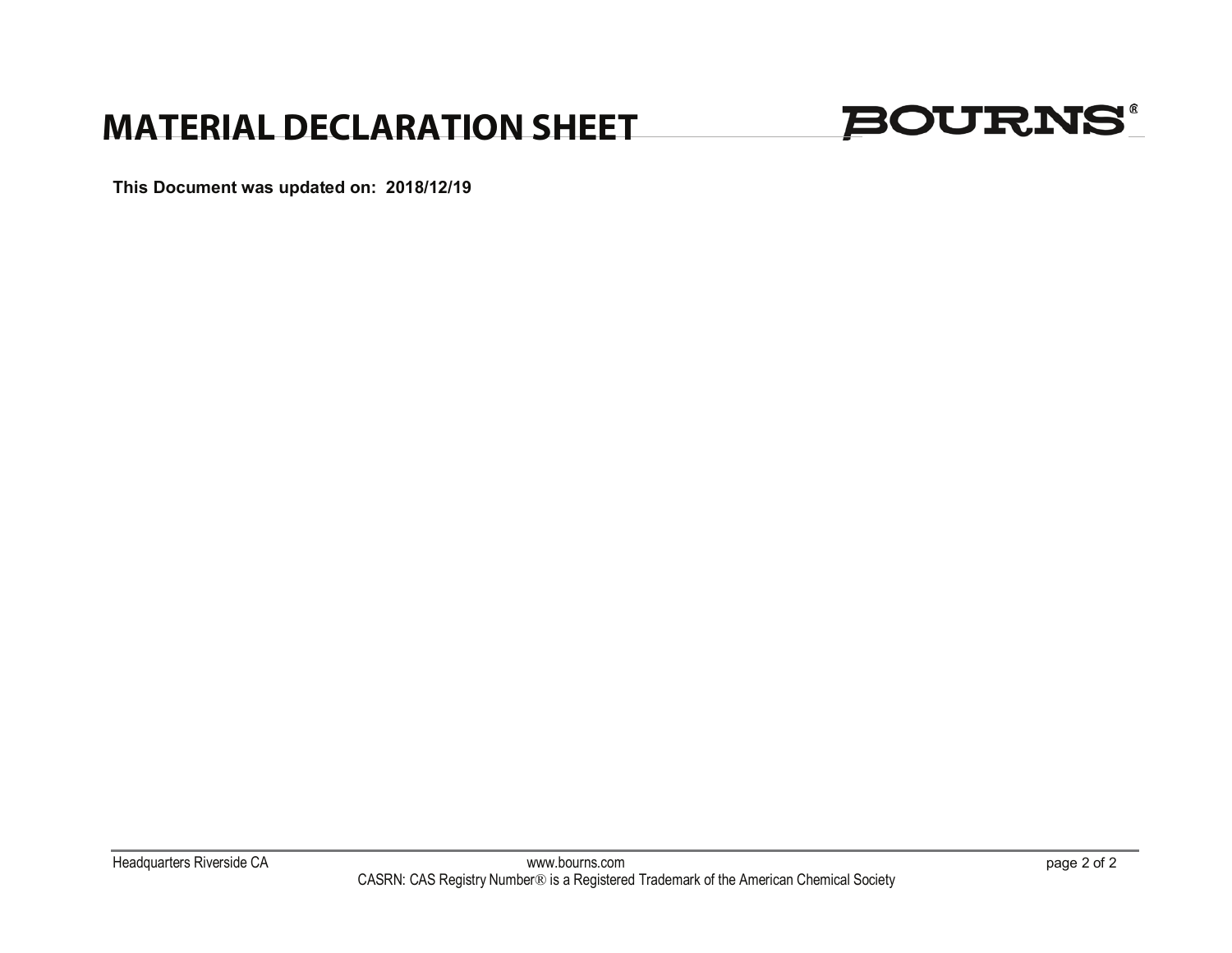**This Document was updated on: 2018/12/19**